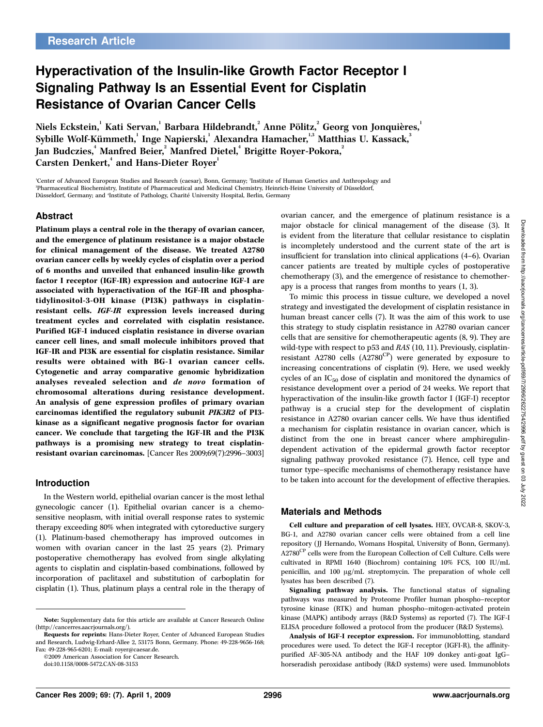Research Article

# Hyperactivation of the Insulin-like Growth Factor Receptor I Signaling Pathway Is an Essential Event for Cisplatin Resistance of Ovarian Cancer Cells

Niels Eckstein,[1] Kati Servan,[1] Barbara Hildebrandt,[2] Anne Pölitz,[2] Georg von Jonquières,[1] Sybille Wolf-Kümmeth,[1] Inge Napierski,[1] Alexandra Hamacher,[1,3] Matthias U. Kassack,[3] Jan Budczies,[4] Manfred Beier,[2] Manfred Dietel,[4] Brigitte Royer-Pokora,[2] Carsten Denkert,[4] and Hans-Dieter Royer[1]

[1]Center of Advanced European Studies and Research (caesar), Bonn, Germany; [2]Institute of Human Genetics and Anthropology and [3]Pharmaceutical Biochemistry, Institute of Pharmaceutical and Medicinal Chemistry, Heinrich-Heine University of Düsseldorf, Düsseldorf, Germany; and [4]Institute of Pathology, Charité University Hospital, Berlin, Germany

## Abstract

**Platinum plays a central role in the therapy of ovarian cancer, and the emergence of platinum resistance is a major obstacle for clinical management of the disease. We treated A2780 ovarian cancer cells by weekly cycles of cisplatin over a period of 6 months and unveiled that enhanced insulin-like growth factor I receptor (IGF-IR) expression and autocrine IGF-I are associated with hyperactivation of the IGF-IR and phosphatidylinositol-3-OH kinase (PI3K) pathways in cisplatin-resistant cells. *IGF-IR* expression levels increased during treatment cycles and correlated with cisplatin resistance. Purified IGF-I induced cisplatin resistance in diverse ovarian cancer cell lines, and small molecule inhibitors proved that IGF-IR and PI3K are essential for cisplatin resistance. Similar results were obtained with BG-1 ovarian cancer cells. Cytogenetic and array comparative genomic hybridization analyses revealed selection and *de novo* formation of chromosomal alterations during resistance development. An analysis of gene expression profiles of primary ovarian carcinomas identified the regulatory subunit *PIK3R2* of PI3-kinase as a significant negative prognosis factor for ovarian cancer. We conclude that targeting the IGF-IR and the PI3K pathways is a promising new strategy to treat cisplatin-resistant ovarian carcinomas.** [Cancer Res 2009;69(7):2996–3003]

## Introduction

In the Western world, epithelial ovarian cancer is the most lethal gynecologic cancer (1). Epithelial ovarian cancer is a chemosensitive neoplasm, with initial overall response rates to systemic therapy exceeding 80% when integrated with cytoreductive surgery (1). Platinum-based chemotherapy has improved outcomes in women with ovarian cancer in the last 25 years (2). Primary postoperative chemotherapy has evolved from single alkylating agents to cisplatin and cisplatin-based combinations, followed by incorporation of paclitaxel and substitution of carboplatin for cisplatin (1). Thus, platinum plays a central role in the therapy of ovarian cancer, and the emergence of platinum resistance is a major obstacle for clinical management of the disease (3). It is evident from the literature that cellular resistance to cisplatin is incompletely understood and the current state of the art is insufficient for translation into clinical applications (4–6). Ovarian cancer patients are treated by multiple cycles of postoperative chemotherapy (3), and the emergence of resistance to chemotherapy is a process that ranges from months to years (1, 3).

To mimic this process in tissue culture, we developed a novel strategy and investigated the development of cisplatin resistance in human breast cancer cells (7). It was the aim of this work to use this strategy to study cisplatin resistance in A2780 ovarian cancer cells that are sensitive for chemotherapeutic agents (8, 9). They are wild-type with respect to p53 and *RAS* (10, 11). Previously, cisplatin-resistant A2780 cells ($A2780^{CP}$) were generated by exposure to increasing concentrations of cisplatin (9). Here, we used weekly cycles of an $IC_{50}$ dose of cisplatin and monitored the dynamics of resistance development over a period of 24 weeks. We report that hyperactivation of the insulin-like growth factor I (IGF-I) receptor pathway is a crucial step for the development of cisplatin resistance in A2780 ovarian cancer cells. We have thus identified a mechanism for cisplatin resistance in ovarian cancer, which is distinct from the one in breast cancer where amphiregulin-dependent activation of the epidermal growth factor receptor signaling pathway provoked resistance (7). Hence, cell type and tumor type–specific mechanisms of chemotherapy resistance have to be taken into account for the development of effective therapies.

## Materials and Methods

**Cell culture and preparation of cell lysates.** HEY, OVCAR-8, SKOV-3, BG-1, and A2780 ovarian cancer cells were obtained from a cell line repository (JJ Hernando, Womans Hospital, University of Bonn, Germany). $A2780^{CP}$ cells were from the European Collection of Cell Culture. Cells were cultivated in RPMI 1640 (Biochrom) containing 10% FCS, 100 IU/mL penicillin, and 100 μg/mL streptomycin. The preparation of whole cell lysates has been described (7).

**Signaling pathway analysis.** The functional status of signaling pathways was measured by Proteome Profiler human phospho–receptor tyrosine kinase (RTK) and human phospho–mitogen-activated protein kinase (MAPK) antibody arrays (R&D Systems) as reported (7). The IGF-I ELISA procedure followed a protocol from the producer (R&D Systems).

**Analysis of IGF-I receptor expression.** For immunoblotting, standard procedures were used. To detect the IGF-I receptor (IGFI-R), the affinity-purified AF-305-NA antibody and the HAF 109 donkey anti-goat IgG–horseradish peroxidase antibody (R&D systems) were used. Immunoblots

---

**Note:** Supplementary data for this article are available at Cancer Research Online (http://cancerres.aacrjournals.org/).

**Requests for reprints:** Hans-Dieter Royer, Center of Advanced European Studies and Research, Ludwig-Erhard-Allee 2, 53175 Bonn, Germany. Phone: 49-228-9656-168; Fax: 49-228-965-6201; E-mail: royer@caesar.de.

©2009 American Association for Cancer Research.

doi:10.1158/0008-5472.CAN-08-3153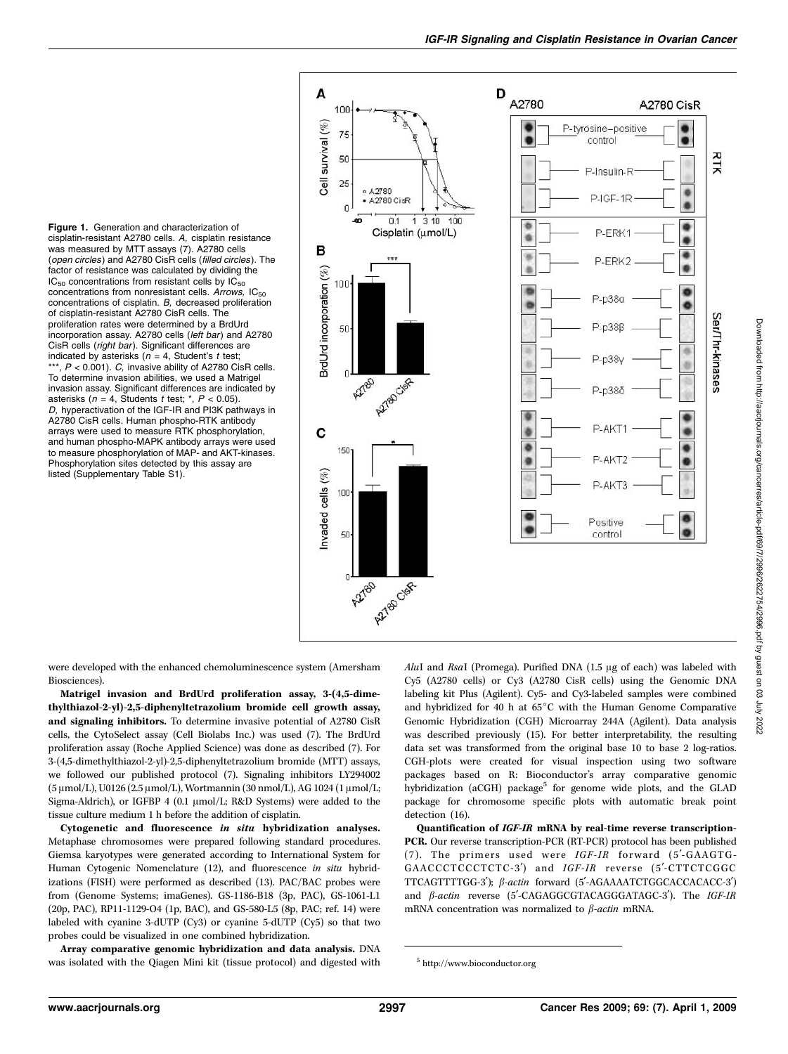**Figure 1.** Generation and characterization of cisplatin-resistant A2780 cells. *A,* cisplatin resistance was measured by MTT assays (7). A2780 cells (*open circles*) and A2780 CisR cells (*filled circles*). The factor of resistance was calculated by dividing the $IC_{50}$ concentrations from resistant cells by $IC_{50}$ concentrations from nonresistant cells. *Arrows,* $IC_{50}$ concentrations of cisplatin. *B,* decreased proliferation of cisplatin-resistant A2780 CisR cells. The proliferation rates were determined by a BrdUrd incorporation assay. A2780 cells (*left bar*) and A2780 CisR cells (*right bar*). Significant differences are indicated by asterisks ($n = 4$, Student's $t$ test; ***, $P < 0.001$). *C,* invasive ability of A2780 CisR cells. To determine invasion abilities, we used a Matrigel invasion assay. Significant differences are indicated by asterisks ($n = 4$, Students $t$ test; *, $P < 0.05$). *D,* hyperactivation of the IGF-IR and PI3K pathways in A2780 CisR cells. Human phospho-RTK antibody arrays were used to measure RTK phosphorylation, and human phospho-MAPK antibody arrays were used to measure phosphorylation of MAP- and AKT-kinases. Phosphorylation sites detected by this assay are listed (Supplementary Table S1).

were developed with the enhanced chemoluminescence system (Amersham Biosciences).

**Matrigel invasion and BrdUrd proliferation assay, 3-(4,5-dimethylthiazol-2-yl)-2,5-diphenyltetrazolium bromide cell growth assay, and signaling inhibitors.** To determine invasive potential of A2780 CisR cells, the CytoSelect assay (Cell Biolabs Inc.) was used (7). The BrdUrd proliferation assay (Roche Applied Science) was done as described (7). For 3-(4,5-dimethylthiazol-2-yl)-2,5-diphenyltetrazolium bromide (MTT) assays, we followed our published protocol (7). Signaling inhibitors LY294002 (5 μmol/L), U0126 (2.5 μmol/L), Wortmannin (30 nmol/L), AG 1024 (1 μmol/L; Sigma-Aldrich), or IGFBP 4 (0.1 μmol/L; R&D Systems) were added to the tissue culture medium 1 h before the addition of cisplatin.

**Cytogenetic and fluorescence *in situ* hybridization analyses.** Metaphase chromosomes were prepared following standard procedures. Giemsa karyotypes were generated according to International System for Human Cytogenic Nomenclature (12), and fluorescence *in situ* hybridizations (FISH) were performed as described (13). PAC/BAC probes were from (Genome Systems; imaGenes). GS-1186-B18 (3p, PAC), GS-1061-L1 (20p, PAC), RP11-1129-O4 (1p, BAC), and GS-580-L5 (8p, PAC; ref. 14) were labeled with cyanine 3-dUTP (Cy3) or cyanine 5-dUTP (Cy5) so that two probes could be visualized in one combined hybridization.

**Array comparative genomic hybridization and data analysis.** DNA was isolated with the Qiagen Mini kit (tissue protocol) and digested with *Alu*I and *Rsa*I (Promega). Purified DNA (1.5 μg of each) was labeled with Cy5 (A2780 cells) or Cy3 (A2780 CisR cells) using the Genomic DNA labeling kit Plus (Agilent). Cy5- and Cy3-labeled samples were combined and hybridized for 40 h at 65°C with the Human Genome Comparative Genomic Hybridization (CGH) Microarray 244A (Agilent). Data analysis was described previously (15). For better interpretability, the resulting data set was transformed from the original base 10 to base 2 log-ratios. CGH-plots were created for visual inspection using two software packages based on R: Bioconductor's array comparative genomic hybridization (aCGH) package[5] for genome wide plots, and the GLAD package for chromosome specific plots with automatic break point detection (16).

**Quantification of *IGF-IR* mRNA by real-time reverse transcription-PCR.** Our reverse transcription-PCR (RT-PCR) protocol has been published (7). The primers used were *IGF-IR* forward (5′-GAAGTG-GAACCCTCCCTCTC-3′) and *IGF-IR* reverse (5′-CTTCTCGGCTTCAGTTTTGG-3′); *β-actin* forward (5′-AGAAAATCTGGCACCACACC-3′) and *β-actin* reverse (5′-CAGAGGCGTACAGGGATAGC-3′). The *IGF-IR* mRNA concentration was normalized to *β-actin* mRNA.

[5] http://www.bioconductor.org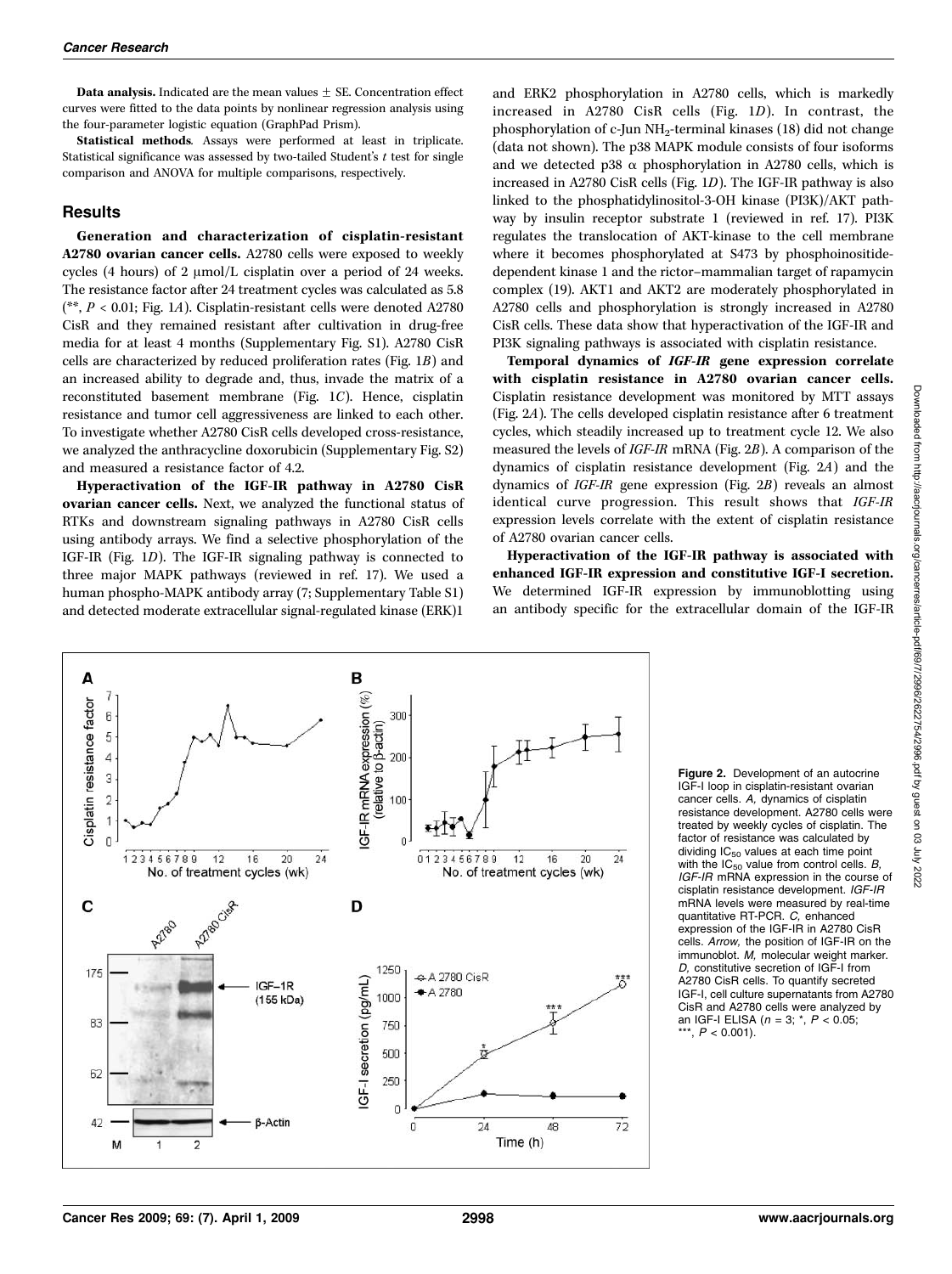**Data analysis.** Indicated are the mean values ± SE. Concentration effect curves were fitted to the data points by nonlinear regression analysis using the four-parameter logistic equation (GraphPad Prism).

**Statistical methods**. Assays were performed at least in triplicate. Statistical significance was assessed by two-tailed Student's *t* test for single comparison and ANOVA for multiple comparisons, respectively.

## Results

**Generation and characterization of cisplatin-resistant A2780 ovarian cancer cells.** A2780 cells were exposed to weekly cycles (4 hours) of 2 μmol/L cisplatin over a period of 24 weeks. The resistance factor after 24 treatment cycles was calculated as 5.8 (**, $P < 0.01$; Fig. 1*A*). Cisplatin-resistant cells were denoted A2780 CisR and they remained resistant after cultivation in drug-free media for at least 4 months (Supplementary Fig. S1). A2780 CisR cells are characterized by reduced proliferation rates (Fig. 1*B*) and an increased ability to degrade and, thus, invade the matrix of a reconstituted basement membrane (Fig. 1*C*). Hence, cisplatin resistance and tumor cell aggressiveness are linked to each other. To investigate whether A2780 CisR cells developed cross-resistance, we analyzed the anthracycline doxorubicin (Supplementary Fig. S2) and measured a resistance factor of 4.2.

**Hyperactivation of the IGF-IR pathway in A2780 CisR ovarian cancer cells.** Next, we analyzed the functional status of RTKs and downstream signaling pathways in A2780 CisR cells using antibody arrays. We find a selective phosphorylation of the IGF-IR (Fig. 1*D*). The IGF-IR signaling pathway is connected to three major MAPK pathways (reviewed in ref. 17). We used a human phospho-MAPK antibody array (7; Supplementary Table S1) and detected moderate extracellular signal-regulated kinase (ERK)1 and ERK2 phosphorylation in A2780 cells, which is markedly increased in A2780 CisR cells (Fig. 1*D*). In contrast, the phosphorylation of c-Jun $NH_2$-terminal kinases (18) did not change (data not shown). The p38 MAPK module consists of four isoforms and we detected p38 α phosphorylation in A2780 cells, which is increased in A2780 CisR cells (Fig. 1*D*). The IGF-IR pathway is also linked to the phosphatidylinositol-3-OH kinase (PI3K)/AKT pathway by insulin receptor substrate 1 (reviewed in ref. 17). PI3K regulates the translocation of AKT-kinase to the cell membrane where it becomes phosphorylated at S473 by phosphoinositide-dependent kinase 1 and the rictor–mammalian target of rapamycin complex (19). AKT1 and AKT2 are moderately phosphorylated in A2780 cells and phosphorylation is strongly increased in A2780 CisR cells. These data show that hyperactivation of the IGF-IR and PI3K signaling pathways is associated with cisplatin resistance.

**Temporal dynamics of *IGF-IR* gene expression correlate with cisplatin resistance in A2780 ovarian cancer cells.** Cisplatin resistance development was monitored by MTT assays (Fig. 2*A*). The cells developed cisplatin resistance after 6 treatment cycles, which steadily increased up to treatment cycle 12. We also measured the levels of *IGF-IR* mRNA (Fig. 2*B*). A comparison of the dynamics of cisplatin resistance development (Fig. 2*A*) and the dynamics of *IGF-IR* gene expression (Fig. 2*B*) reveals an almost identical curve progression. This result shows that *IGF-IR* expression levels correlate with the extent of cisplatin resistance of A2780 ovarian cancer cells.

**Hyperactivation of the IGF-IR pathway is associated with enhanced IGF-IR expression and constitutive IGF-I secretion.** We determined IGF-IR expression by immunoblotting using an antibody specific for the extracellular domain of the IGF-IR

**Figure 2.** Development of an autocrine IGF-I loop in cisplatin-resistant ovarian cancer cells. *A*, dynamics of cisplatin resistance development. A2780 cells were treated by weekly cycles of cisplatin. The factor of resistance was calculated by dividing $IC_{50}$ values at each time point with the $IC_{50}$ value from control cells. *B*, *IGF-IR* mRNA expression in the course of cisplatin resistance development. *IGF-IR* mRNA levels were measured by real-time quantitative RT-PCR. *C*, enhanced expression of the IGF-IR in A2780 CisR cells. *Arrow*, the position of IGF-IR on the immunoblot. *M*, molecular weight marker. *D*, constitutive secretion of IGF-I from A2780 CisR cells. To quantify secreted IGF-I, cell culture supernatants from A2780 CisR and A2780 cells were analyzed by an IGF-I ELISA ($n = 3$; *, $P < 0.05$; ***, $P < 0.001$).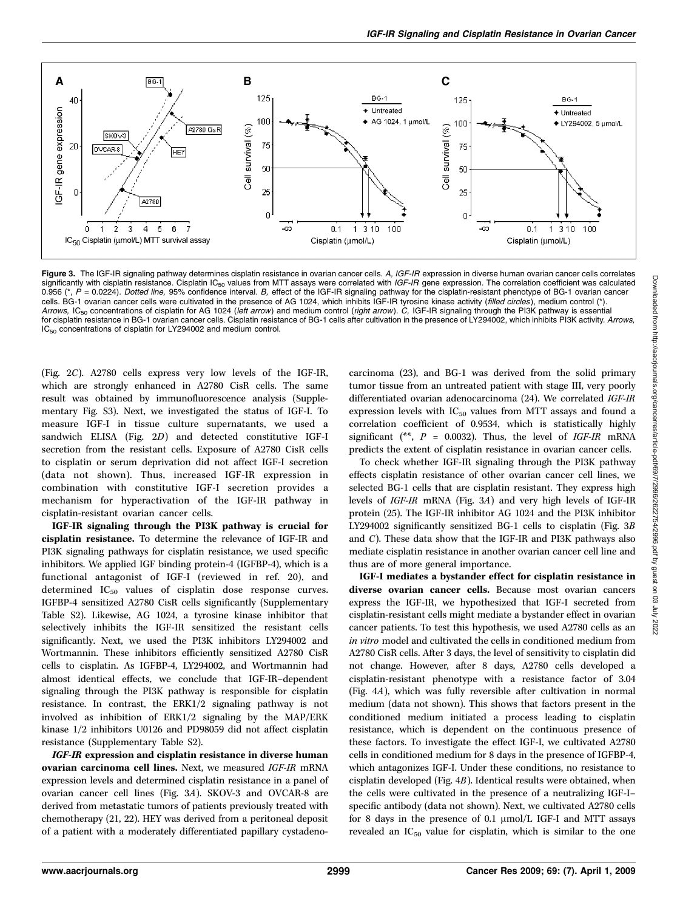**Figure 3.** The IGF-IR signaling pathway determines cisplatin resistance in ovarian cancer cells. *A, IGF-IR* expression in diverse human ovarian cancer cells correlates significantly with cisplatin resistance. Cisplatin $IC_{50}$ values from MTT assays were correlated with *IGF-IR* gene expression. The correlation coefficient was calculated 0.956 (*, $P$ = 0.0224). *Dotted line,* 95% confidence interval. *B,* effect of the IGF-IR signaling pathway for the cisplatin-resistant phenotype of BG-1 ovarian cancer cells. BG-1 ovarian cancer cells were cultivated in the presence of AG 1024, which inhibits IGF-IR tyrosine kinase activity (*filled circles*), medium control (*). *Arrows,* $IC_{50}$ concentrations of cisplatin for AG 1024 (*left arrow*) and medium control (*right arrow*). *C,* IGF-IR signaling through the PI3K pathway is essential for cisplatin resistance in BG-1 ovarian cancer cells. Cisplatin resistance of BG-1 cells after cultivation in the presence of LY294002, which inhibits PI3K activity. *Arrows,* $IC_{50}$ concentrations of cisplatin for LY294002 and medium control.

(Fig. 2*C*). A2780 cells express very low levels of the IGF-IR, which are strongly enhanced in A2780 CisR cells. The same result was obtained by immunofluorescence analysis (Supplementary Fig. S3). Next, we investigated the status of IGF-I. To measure IGF-I in tissue culture supernatants, we used a sandwich ELISA (Fig. 2*D*) and detected constitutive IGF-I secretion from the resistant cells. Exposure of A2780 CisR cells to cisplatin or serum deprivation did not affect IGF-I secretion (data not shown). Thus, increased IGF-IR expression in combination with constitutive IGF-I secretion provides a mechanism for hyperactivation of the IGF-IR pathway in cisplatin-resistant ovarian cancer cells.

**IGF-IR signaling through the PI3K pathway is crucial for cisplatin resistance.** To determine the relevance of IGF-IR and PI3K signaling pathways for cisplatin resistance, we used specific inhibitors. We applied IGF binding protein-4 (IGFBP-4), which is a functional antagonist of IGF-I (reviewed in ref. 20), and determined $IC_{50}$ values of cisplatin dose response curves. IGFBP-4 sensitized A2780 CisR cells significantly (Supplementary Table S2). Likewise, AG 1024, a tyrosine kinase inhibitor that selectively inhibits the IGF-IR sensitized the resistant cells significantly. Next, we used the PI3K inhibitors LY294002 and Wortmannin. These inhibitors efficiently sensitized A2780 CisR cells to cisplatin. As IGFBP-4, LY294002, and Wortmannin had almost identical effects, we conclude that IGF-IR–dependent signaling through the PI3K pathway is responsible for cisplatin resistance. In contrast, the ERK1/2 signaling pathway is not involved as inhibition of ERK1/2 signaling by the MAP/ERK kinase 1/2 inhibitors U0126 and PD98059 did not affect cisplatin resistance (Supplementary Table S2).

***IGF-IR* expression and cisplatin resistance in diverse human ovarian carcinoma cell lines.** Next, we measured *IGF-IR* mRNA expression levels and determined cisplatin resistance in a panel of ovarian cancer cell lines (Fig. 3*A*). SKOV-3 and OVCAR-8 are derived from metastatic tumors of patients previously treated with chemotherapy (21, 22). HEY was derived from a peritoneal deposit of a patient with a moderately differentiated papillary cystadenocarcinoma (23), and BG-1 was derived from the solid primary tumor tissue from an untreated patient with stage III, very poorly differentiated ovarian adenocarcinoma (24). We correlated *IGF-IR* expression levels with $IC_{50}$ values from MTT assays and found a correlation coefficient of 0.9534, which is statistically highly significant (**, $P$ = 0.0032). Thus, the level of *IGF-IR* mRNA predicts the extent of cisplatin resistance in ovarian cancer cells.

To check whether IGF-IR signaling through the PI3K pathway effects cisplatin resistance of other ovarian cancer cell lines, we selected BG-1 cells that are cisplatin resistant. They express high levels of *IGF-IR* mRNA (Fig. 3*A*) and very high levels of IGF-IR protein (25). The IGF-IR inhibitor AG 1024 and the PI3K inhibitor LY294002 significantly sensitized BG-1 cells to cisplatin (Fig. 3*B* and *C*). These data show that the IGF-IR and PI3K pathways also mediate cisplatin resistance in another ovarian cancer cell line and thus are of more general importance.

**IGF-I mediates a bystander effect for cisplatin resistance in diverse ovarian cancer cells.** Because most ovarian cancers express the IGF-IR, we hypothesized that IGF-I secreted from cisplatin-resistant cells might mediate a bystander effect in ovarian cancer patients. To test this hypothesis, we used A2780 cells as an *in vitro* model and cultivated the cells in conditioned medium from A2780 CisR cells. After 3 days, the level of sensitivity to cisplatin did not change. However, after 8 days, A2780 cells developed a cisplatin-resistant phenotype with a resistance factor of 3.04 (Fig. 4*A*), which was fully reversible after cultivation in normal medium (data not shown). This shows that factors present in the conditioned medium initiated a process leading to cisplatin resistance, which is dependent on the continuous presence of these factors. To investigate the effect IGF-I, we cultivated A2780 cells in conditioned medium for 8 days in the presence of IGFBP-4, which antagonizes IGF-I. Under these conditions, no resistance to cisplatin developed (Fig. 4*B*). Identical results were obtained, when the cells were cultivated in the presence of a neutralizing IGF-I–specific antibody (data not shown). Next, we cultivated A2780 cells for 8 days in the presence of 0.1 μmol/L IGF-I and MTT assays revealed an $IC_{50}$ value for cisplatin, which is similar to the one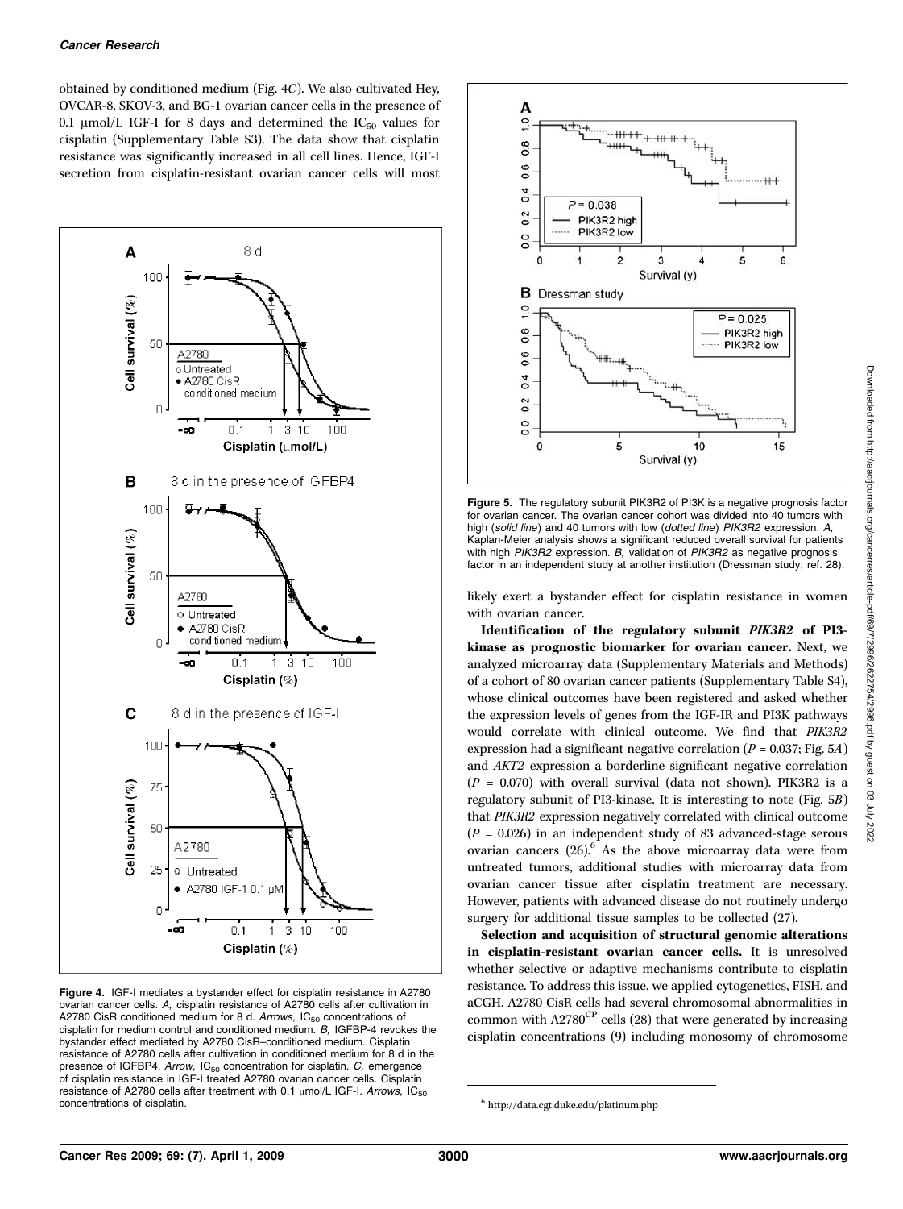obtained by conditioned medium (Fig. 4*C*). We also cultivated Hey, OVCAR-8, SKOV-3, and BG-1 ovarian cancer cells in the presence of 0.1 μmol/L IGF-I for 8 days and determined the $IC_{50}$ values for cisplatin (Supplementary Table S3). The data show that cisplatin resistance was significantly increased in all cell lines. Hence, IGF-I secretion from cisplatin-resistant ovarian cancer cells will most likely exert a bystander effect for cisplatin resistance in women with ovarian cancer.

**Figure 4.** IGF-I mediates a bystander effect for cisplatin resistance in A2780 ovarian cancer cells. *A,* cisplatin resistance of A2780 cells after cultivation in A2780 CisR conditioned medium for 8 d. *Arrows,* $IC_{50}$ concentrations of cisplatin for medium control and conditioned medium. *B,* IGFBP-4 revokes the bystander effect mediated by A2780 CisR–conditioned medium. Cisplatin resistance of A2780 cells after cultivation in conditioned medium for 8 d in the presence of IGFBP4. *Arrow,* $IC_{50}$ concentration for cisplatin. *C,* emergence of cisplatin resistance in IGF-I treated A2780 ovarian cancer cells. Cisplatin resistance of A2780 cells after treatment with 0.1 μmol/L IGF-I. *Arrows,* $IC_{50}$ concentrations of cisplatin.

**Figure 5.** The regulatory subunit PIK3R2 of PI3K is a negative prognosis factor for ovarian cancer. The ovarian cancer cohort was divided into 40 tumors with high (*solid line*) and 40 tumors with low (*dotted line*) *PIK3R2* expression. *A,* Kaplan-Meier analysis shows a significant reduced overall survival for patients with high *PIK3R2* expression. *B,* validation of *PIK3R2* as negative prognosis factor in an independent study at another institution (Dressman study; ref. 28).

**Identification of the regulatory subunit *PIK3R2* of PI3-kinase as prognostic biomarker for ovarian cancer.** Next, we analyzed microarray data (Supplementary Materials and Methods) of a cohort of 80 ovarian cancer patients (Supplementary Table S4), whose clinical outcomes have been registered and asked whether the expression levels of genes from the IGF-IR and PI3K pathways would correlate with clinical outcome. We find that *PIK3R2* expression had a significant negative correlation ($P = 0.037$; Fig. 5*A*) and *AKT2* expression a borderline significant negative correlation ($P = 0.070$) with overall survival (data not shown). PIK3R2 is a regulatory subunit of PI3-kinase. It is interesting to note (Fig. 5*B*) that *PIK3R2* expression negatively correlated with clinical outcome ($P = 0.026$) in an independent study of 83 advanced-stage serous ovarian cancers (26).[6] As the above microarray data were from untreated tumors, additional studies with microarray data from ovarian cancer tissue after cisplatin treatment are necessary. However, patients with advanced disease do not routinely undergo surgery for additional tissue samples to be collected (27).

**Selection and acquisition of structural genomic alterations in cisplatin-resistant ovarian cancer cells.** It is unresolved whether selective or adaptive mechanisms contribute to cisplatin resistance. To address this issue, we applied cytogenetics, FISH, and aCGH. A2780 CisR cells had several chromosomal abnormalities in common with $A2780^{CP}$ cells (28) that were generated by increasing cisplatin concentrations (9) including monosomy of chromosome

[6] http://data.cgt.duke.edu/platinum.php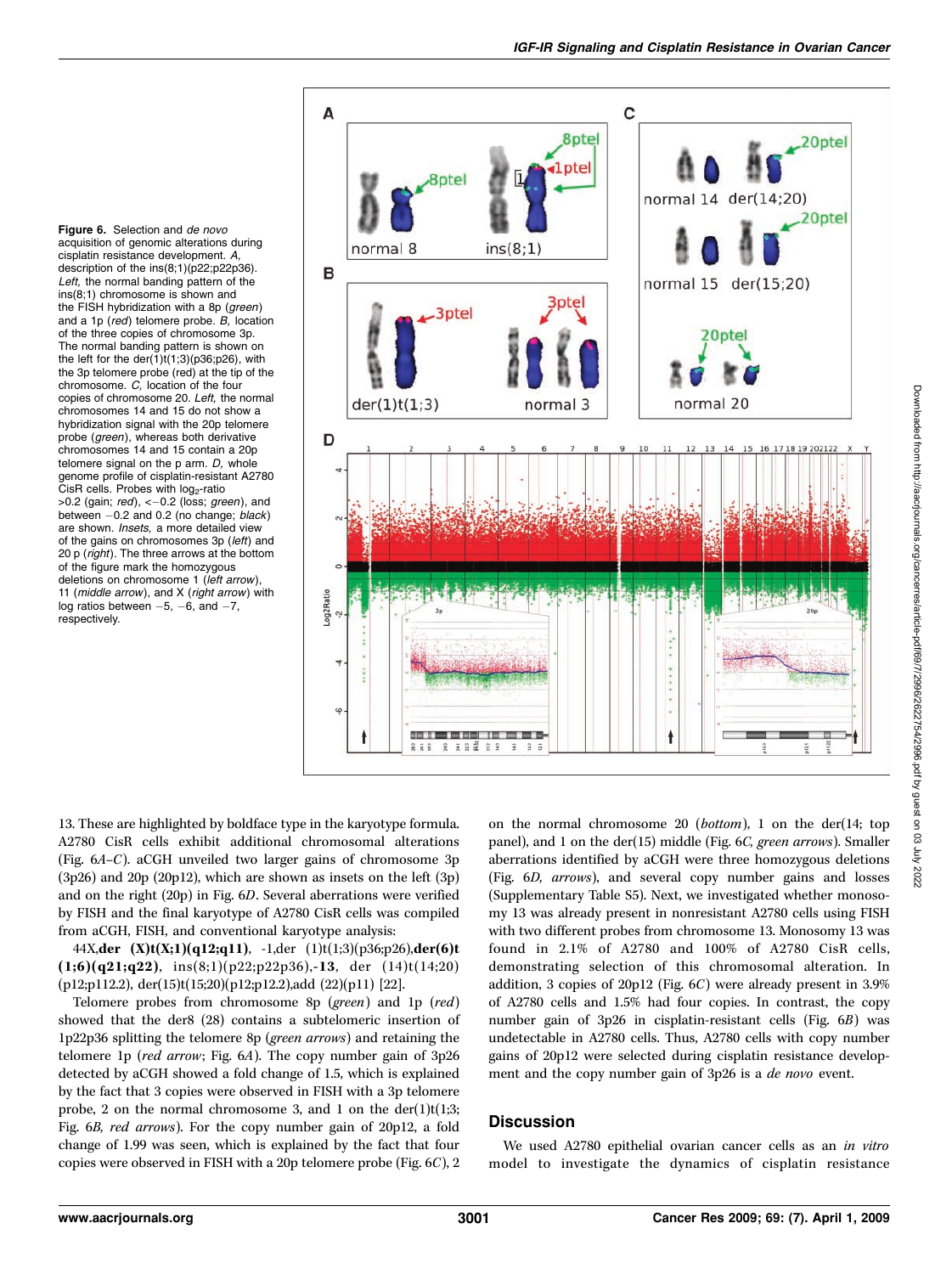**Figure 6.** Selection and *de novo* acquisition of genomic alterations during cisplatin resistance development. *A,* description of the ins(8;1)(p22;p22p36). *Left,* the normal banding pattern of the ins(8;1) chromosome is shown and the FISH hybridization with a 8p (*green*) and a 1p (*red*) telomere probe. *B,* location of the three copies of chromosome 3p. The normal banding pattern is shown on the left for the der(1)t(1;3)(p36;p26), with the 3p telomere probe (red) at the tip of the chromosome. *C,* location of the four copies of chromosome 20. *Left,* the normal chromosomes 14 and 15 do not show a hybridization signal with the 20p telomere probe (*green*), whereas both derivative chromosomes 14 and 15 contain a 20p telomere signal on the p arm. *D,* whole genome profile of cisplatin-resistant A2780 CisR cells. Probes with $\log_2$-ratio >0.2 (gain; *red*), <−0.2 (loss; *green*), and between −0.2 and 0.2 (no change; *black*) are shown. *Insets,* a more detailed view of the gains on chromosomes 3p (*left*) and 20 p (*right*). The three arrows at the bottom of the figure mark the homozygous deletions on chromosome 1 (*left arrow*), 11 (*middle arrow*), and X (*right arrow*) with log ratios between −5, −6, and −7, respectively.

13. These are highlighted by boldface type in the karyotype formula. A2780 CisR cells exhibit additional chromosomal alterations (Fig. 6*A–C*). aCGH unveiled two larger gains of chromosome 3p (3p26) and 20p (20p12), which are shown as insets on the left (3p) and on the right (20p) in Fig. 6*D*. Several aberrations were verified by FISH and the final karyotype of A2780 CisR cells was compiled from aCGH, FISH, and conventional karyotype analysis:

44X,**der (X)t(X;1)(q12;q11)**, -1,der (1)t(1;3)(p36;p26),**der(6)t (1;6)(q21;q22)**, ins(8;1)(p22;p22p36),**-13**, der (14)t(14;20)(p12;p112.2), der(15)t(15;20)(p12;p12.2),add (22)(p11) [22].

Telomere probes from chromosome 8p (*green*) and 1p (*red*) showed that the der8 (28) contains a subtelomeric insertion of 1p22p36 splitting the telomere 8p (*green arrows*) and retaining the telomere 1p (*red arrow*; Fig. 6*A*). The copy number gain of 3p26 detected by aCGH showed a fold change of 1.5, which is explained by the fact that 3 copies were observed in FISH with a 3p telomere probe, 2 on the normal chromosome 3, and 1 on the der(1)t(1;3; Fig. 6*B, red arrows*). For the copy number gain of 20p12, a fold change of 1.99 was seen, which is explained by the fact that four copies were observed in FISH with a 20p telomere probe (Fig. 6*C*), 2 on the normal chromosome 20 (*bottom*), 1 on the der(14; top panel), and 1 on the der(15) middle (Fig. 6*C, green arrows*). Smaller aberrations identified by aCGH were three homozygous deletions (Fig. 6*D, arrows*), and several copy number gains and losses (Supplementary Table S5). Next, we investigated whether monosomy 13 was already present in nonresistant A2780 cells using FISH with two different probes from chromosome 13. Monosomy 13 was found in 2.1% of A2780 and 100% of A2780 CisR cells, demonstrating selection of this chromosomal alteration. In addition, 3 copies of 20p12 (Fig. 6*C*) were already present in 3.9% of A2780 cells and 1.5% had four copies. In contrast, the copy number gain of 3p26 in cisplatin-resistant cells (Fig. 6*B*) was undetectable in A2780 cells. Thus, A2780 cells with copy number gains of 20p12 were selected during cisplatin resistance development and the copy number gain of 3p26 is a *de novo* event.

## Discussion

We used A2780 epithelial ovarian cancer cells as an *in vitro* model to investigate the dynamics of cisplatin resistance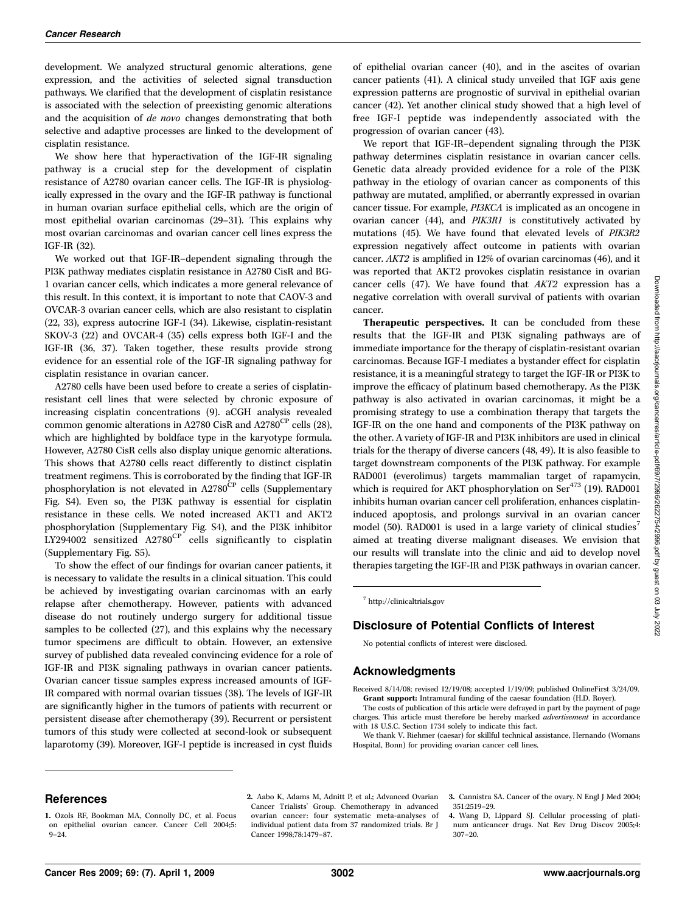development. We analyzed structural genomic alterations, gene expression, and the activities of selected signal transduction pathways. We clarified that the development of cisplatin resistance is associated with the selection of preexisting genomic alterations and the acquisition of *de novo* changes demonstrating that both selective and adaptive processes are linked to the development of cisplatin resistance.

We show here that hyperactivation of the IGF-IR signaling pathway is a crucial step for the development of cisplatin resistance of A2780 ovarian cancer cells. The IGF-IR is physiologically expressed in the ovary and the IGF-IR pathway is functional in human ovarian surface epithelial cells, which are the origin of most epithelial ovarian carcinomas (29–31). This explains why most ovarian carcinomas and ovarian cancer cell lines express the IGF-IR (32).

We worked out that IGF-IR–dependent signaling through the PI3K pathway mediates cisplatin resistance in A2780 CisR and BG-1 ovarian cancer cells, which indicates a more general relevance of this result. In this context, it is important to note that CAOV-3 and OVCAR-3 ovarian cancer cells, which are also resistant to cisplatin (22, 33), express autocrine IGF-I (34). Likewise, cisplatin-resistant SKOV-3 (22) and OVCAR-4 (35) cells express both IGF-I and the IGF-IR (36, 37). Taken together, these results provide strong evidence for an essential role of the IGF-IR signaling pathway for cisplatin resistance in ovarian cancer.

A2780 cells have been used before to create a series of cisplatin-resistant cell lines that were selected by chronic exposure of increasing cisplatin concentrations (9). aCGH analysis revealed common genomic alterations in A2780 CisR and A2780$^{CP}$ cells (28), which are highlighted by boldface type in the karyotype formula. However, A2780 CisR cells also display unique genomic alterations. This shows that A2780 cells react differently to distinct cisplatin treatment regimens. This is corroborated by the finding that IGF-IR phosphorylation is not elevated in A2780$^{CP}$ cells (Supplementary Fig. S4). Even so, the PI3K pathway is essential for cisplatin resistance in these cells. We noted increased AKT1 and AKT2 phosphorylation (Supplementary Fig. S4), and the PI3K inhibitor LY294002 sensitized A2780$^{CP}$ cells significantly to cisplatin (Supplementary Fig. S5).

To show the effect of our findings for ovarian cancer patients, it is necessary to validate the results in a clinical situation. This could be achieved by investigating ovarian carcinomas with an early relapse after chemotherapy. However, patients with advanced disease do not routinely undergo surgery for additional tissue samples to be collected (27), and this explains why the necessary tumor specimens are difficult to obtain. However, an extensive survey of published data revealed convincing evidence for a role of IGF-IR and PI3K signaling pathways in ovarian cancer patients. Ovarian cancer tissue samples express increased amounts of IGF-IR compared with normal ovarian tissues (38). The levels of IGF-IR are significantly higher in the tumors of patients with recurrent or persistent disease after chemotherapy (39). Recurrent or persistent tumors of this study were collected at second-look or subsequent laparotomy (39). Moreover, IGF-I peptide is increased in cyst fluids of epithelial ovarian cancer (40), and in the ascites of ovarian cancer patients (41). A clinical study unveiled that IGF axis gene expression patterns are prognostic of survival in epithelial ovarian cancer (42). Yet another clinical study showed that a high level of free IGF-I peptide was independently associated with the progression of ovarian cancer (43).

We report that IGF-IR–dependent signaling through the PI3K pathway determines cisplatin resistance in ovarian cancer cells. Genetic data already provided evidence for a role of the PI3K pathway in the etiology of ovarian cancer as components of this pathway are mutated, amplified, or aberrantly expressed in ovarian cancer tissue. For example, *PI3KCA* is implicated as an oncogene in ovarian cancer (44), and *PIK3R1* is constitutively activated by mutations (45). We have found that elevated levels of *PIK3R2* expression negatively affect outcome in patients with ovarian cancer. *AKT2* is amplified in 12% of ovarian carcinomas (46), and it was reported that AKT2 provokes cisplatin resistance in ovarian cancer cells (47). We have found that *AKT2* expression has a negative correlation with overall survival of patients with ovarian cancer.

**Therapeutic perspectives.** It can be concluded from these results that the IGF-IR and PI3K signaling pathways are of immediate importance for the therapy of cisplatin-resistant ovarian carcinomas. Because IGF-I mediates a bystander effect for cisplatin resistance, it is a meaningful strategy to target the IGF-IR or PI3K to improve the efficacy of platinum based chemotherapy. As the PI3K pathway is also activated in ovarian carcinomas, it might be a promising strategy to use a combination therapy that targets the IGF-IR on the one hand and components of the PI3K pathway on the other. A variety of IGF-IR and PI3K inhibitors are used in clinical trials for the therapy of diverse cancers (48, 49). It is also feasible to target downstream components of the PI3K pathway. For example RAD001 (everolimus) targets mammalian target of rapamycin, which is required for AKT phosphorylation on Ser$^{473}$ (19). RAD001 inhibits human ovarian cancer cell proliferation, enhances cisplatin-induced apoptosis, and prolongs survival in an ovarian cancer model (50). RAD001 is used in a large variety of clinical studies[7] aimed at treating diverse malignant diseases. We envision that our results will translate into the clinic and aid to develop novel therapies targeting the IGF-IR and PI3K pathways in ovarian cancer.

[7] http://clinicaltrials.gov

## Disclosure of Potential Conflicts of Interest

No potential conflicts of interest were disclosed.

## Acknowledgments

Received 8/14/08; revised 12/19/08; accepted 1/19/09; published OnlineFirst 3/24/09.

**Grant support:** Intramural funding of the caesar foundation (H.D. Royer).

The costs of publication of this article were defrayed in part by the payment of page charges. This article must therefore be hereby marked *advertisement* in accordance with 18 U.S.C. Section 1734 solely to indicate this fact.

We thank V. Riehmer (caesar) for skillful technical assistance, Hernando (Womans Hospital, Bonn) for providing ovarian cancer cell lines.

## References

1. Ozols RF, Bookman MA, Connolly DC, et al. Focus on epithelial ovarian cancer. Cancer Cell 2004;5:9–24.
2. Aabo K, Adams M, Adnitt P, et al.; Advanced Ovarian Cancer Trialists' Group. Chemotherapy in advanced ovarian cancer: four systematic meta-analyses of individual patient data from 37 randomized trials. Br J Cancer 1998;78:1479–87.
3. Cannistra SA. Cancer of the ovary. N Engl J Med 2004;351:2519–29.
4. Wang D, Lippard SJ. Cellular processing of platinum anticancer drugs. Nat Rev Drug Discov 2005;4:307–20.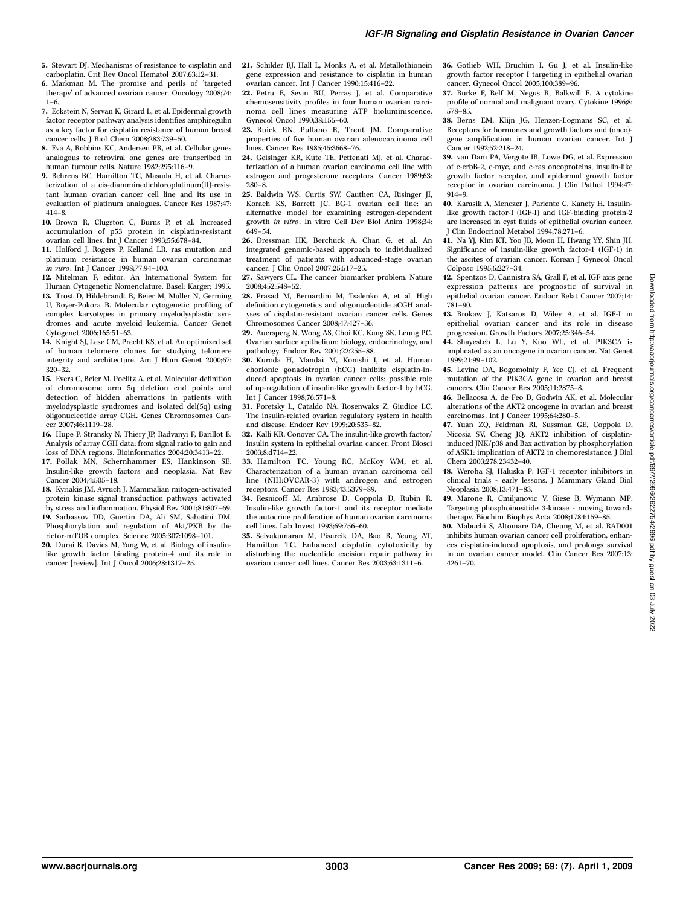5. Stewart DJ. Mechanisms of resistance to cisplatin and carboplatin. Crit Rev Oncol Hematol 2007;63:12–31.
6. Markman M. The promise and perils of 'targeted therapy' of advanced ovarian cancer. Oncology 2008;74: 1–6.
7. Eckstein N, Servan K, Girard L, et al. Epidermal growth factor receptor pathway analysis identifies amphiregulin as a key factor for cisplatin resistance of human breast cancer cells. J Biol Chem 2008;283:739–50.
8. Eva A, Robbins KC, Andersen PR, et al. Cellular genes analogous to retroviral onc genes are transcribed in human tumour cells. Nature 1982;295:116–9.
9. Behrens BC, Hamilton TC, Masuda H, et al. Characterization of a cis-diamminedichloroplatinum(II)-resistant human ovarian cancer cell line and its use in evaluation of platinum analogues. Cancer Res 1987;47: 414–8.
10. Brown R, Clugston C, Burns P, et al. Increased accumulation of p53 protein in cisplatin-resistant ovarian cell lines. Int J Cancer 1993;55:678–84.
11. Holford J, Rogers P, Kelland LR. ras mutation and platinum resistance in human ovarian carcinomas *in vitro*. Int J Cancer 1998;77:94–100.
12. Mitelman F, editor. An International System for Human Cytogenetic Nomenclature. Basel: Karger; 1995.
13. Trost D, Hildebrandt B, Beier M, Muller N, Germing U, Royer-Pokora B. Molecular cytogenetic profiling of complex karyotypes in primary myelodysplastic syndromes and acute myeloid leukemia. Cancer Genet Cytogenet 2006;165:51–63.
14. Knight SJ, Lese CM, Precht KS, et al. An optimized set of human telomere clones for studying telomere integrity and architecture. Am J Hum Genet 2000;67: 320–32.
15. Evers C, Beier M, Poelitz A, et al. Molecular definition of chromosome arm 5q deletion end points and detection of hidden aberrations in patients with myelodysplastic syndromes and isolated del(5q) using oligonucleotide array CGH. Genes Chromosomes Cancer 2007;46:1119–28.
16. Hupe P, Stransky N, Thiery JP, Radvanyi F, Barillot E. Analysis of array CGH data: from signal ratio to gain and loss of DNA regions. Bioinformatics 2004;20:3413–22.
17. Pollak MN, Schernhammer ES, Hankinson SE. Insulin-like growth factors and neoplasia. Nat Rev Cancer 2004;4:505–18.
18. Kyriakis JM, Avruch J. Mammalian mitogen-activated protein kinase signal transduction pathways activated by stress and inflammation. Physiol Rev 2001;81:807–69.
19. Sarbassov DD, Guertin DA, Ali SM, Sabatini DM. Phosphorylation and regulation of Akt/PKB by the rictor-mTOR complex. Science 2005;307:1098–101.
20. Durai R, Davies M, Yang W, et al. Biology of insulin-like growth factor binding protein-4 and its role in cancer [review]. Int J Oncol 2006;28:1317–25.
21. Schilder RJ, Hall L, Monks A, et al. Metallothionein gene expression and resistance to cisplatin in human ovarian cancer. Int J Cancer 1990;15:416–22.
22. Petru E, Sevin BU, Perras J, et al. Comparative chemosensitivity profiles in four human ovarian carcinoma cell lines measuring ATP bioluminiscence. Gynecol Oncol 1990;38:155–60.
23. Buick RN, Pullano R, Trent JM. Comparative properties of five human ovarian adenocarcinoma cell lines. Cancer Res 1985;45:3668–76.
24. Geisinger KR, Kute TE, Pettenati MJ, et al. Characterization of a human ovarian carcinoma cell line with estrogen and progesterone receptors. Cancer 1989;63: 280–8.
25. Baldwin WS, Curtis SW, Cauthen CA, Risinger JI, Korach KS, Barrett JC. BG-1 ovarian cell line: an alternative model for examining estrogen-dependent growth *in vitro*. In vitro Cell Dev Biol Anim 1998;34: 649–54.
26. Dressman HK, Berchuck A, Chan G, et al. An integrated genomic-based approach to individualized treatment of patients with advanced-stage ovarian cancer. J Clin Oncol 2007;25:517–25.
27. Sawyers CL. The cancer biomarker problem. Nature 2008;452:548–52.
28. Prasad M, Bernardini M, Tsalenko A, et al. High definition cytogenetics and oligonucleotide aCGH analyses of cisplatin-resistant ovarian cancer cells. Genes Chromosomes Cancer 2008;47:427–36.
29. Auersperg N, Wong AS, Choi KC, Kang SK, Leung PC. Ovarian surface epithelium: biology, endocrinology, and pathology. Endocr Rev 2001;22:255–88.
30. Kuroda H, Mandai M, Konishi I, et al. Human chorionic gonadotropin (hCG) inhibits cisplatin-induced apoptosis in ovarian cancer cells: possible role of up-regulation of insulin-like growth factor-1 by hCG. Int J Cancer 1998;76:571–8.
31. Poretsky L, Cataldo NA, Rosenwaks Z, Giudice LC. The insulin-related ovarian regulatory system in health and disease. Endocr Rev 1999;20:535–82.
32. Kalli KR, Conover CA. The insulin-like growth factor/insulin system in epithelial ovarian cancer. Front Biosci 2003;8:d714–22.
33. Hamilton TC, Young RC, McKoy WM, et al. Characterization of a human ovarian carcinoma cell line (NIH:OVCAR-3) with androgen and estrogen receptors. Cancer Res 1983;43:5379–89.
34. Resnicoff M, Ambrose D, Coppola D, Rubin R. Insulin-like growth factor-1 and its receptor mediate the autocrine proliferation of human ovarian carcinoma cell lines. Lab Invest 1993;69:756–60.
35. Selvakumaran M, Pisarcik DA, Bao R, Yeung AT, Hamilton TC. Enhanced cisplatin cytotoxicity by disturbing the nucleotide excision repair pathway in ovarian cancer cell lines. Cancer Res 2003;63:1311–6.
36. Gotlieb WH, Bruchim I, Gu J, et al. Insulin-like growth factor receptor I targeting in epithelial ovarian cancer. Gynecol Oncol 2005;100:389–96.
37. Burke F, Relf M, Negus R, Balkwill F. A cytokine profile of normal and malignant ovary. Cytokine 1996;8: 578–85.
38. Berns EM, Klijn JG, Henzen-Logmans SC, et al. Receptors for hormones and growth factors and (onco)-gene amplification in human ovarian cancer. Int J Cancer 1992;52:218–24.
39. van Dam PA, Vergote IB, Lowe DG, et al. Expression of c-erbB-2, c-myc, and c-ras oncoproteins, insulin-like growth factor receptor, and epidermal growth factor receptor in ovarian carcinoma. J Clin Pathol 1994;47: 914–9.
40. Karasik A, Menczer J, Pariente C, Kanety H. Insulin-like growth factor-I (IGF-I) and IGF-binding protein-2 are increased in cyst fluids of epithelial ovarian cancer. J Clin Endocrinol Metabol 1994;78:271–6.
41. Na Yj, Kim KT, Yoo JB, Moon H, Hwang YY, Shin JH. Significance of insulin-like growth factor-1 (IGF-1) in the ascites of ovarian cancer. Korean J Gynecol Oncol Colposc 1995;6:227–34.
42. Spentzos D, Cannistra SA, Grall F, et al. IGF axis gene expression patterns are prognostic of survival in epithelial ovarian cancer. Endocr Relat Cancer 2007;14: 781–90.
43. Brokaw J, Katsaros D, Wiley A, et al. IGF-I in epithelial ovarian cancer and its role in disease progression. Growth Factors 2007;25:346–54.
44. Shayesteh L, Lu Y, Kuo WL, et al. PIK3CA is implicated as an oncogene in ovarian cancer. Nat Genet 1999;21:99–102.
45. Levine DA, Bogomolniy F, Yee CJ, et al. Frequent mutation of the PIK3CA gene in ovarian and breast cancers. Clin Cancer Res 2005;11:2875–8.
46. Bellacosa A, de Feo D, Godwin AK, et al. Molecular alterations of the AKT2 oncogene in ovarian and breast carcinomas. Int J Cancer 1995;64:280–5.
47. Yuan ZQ, Feldman RI, Sussman GE, Coppola D, Nicosia SV, Cheng JQ. AKT2 inhibition of cisplatin-induced JNK/p38 and Bax activation by phosphorylation of ASK1: implication of AKT2 in chemoresistance. J Biol Chem 2003;278:23432–40.
48. Weroha SJ, Haluska P. IGF-1 receptor inhibitors in clinical trials - early lessons. J Mammary Gland Biol Neoplasia 2008;13:471–83.
49. Marone R, Cmiljanovic V, Giese B, Wymann MP. Targeting phosphoinositide 3-kinase - moving towards therapy. Biochim Biophys Acta 2008;1784:159–85.
50. Mabuchi S, Altomare DA, Cheung M, et al. RAD001 inhibits human ovarian cancer cell proliferation, enhances cisplatin-induced apoptosis, and prolongs survival in an ovarian cancer model. Clin Cancer Res 2007;13: 4261–70.